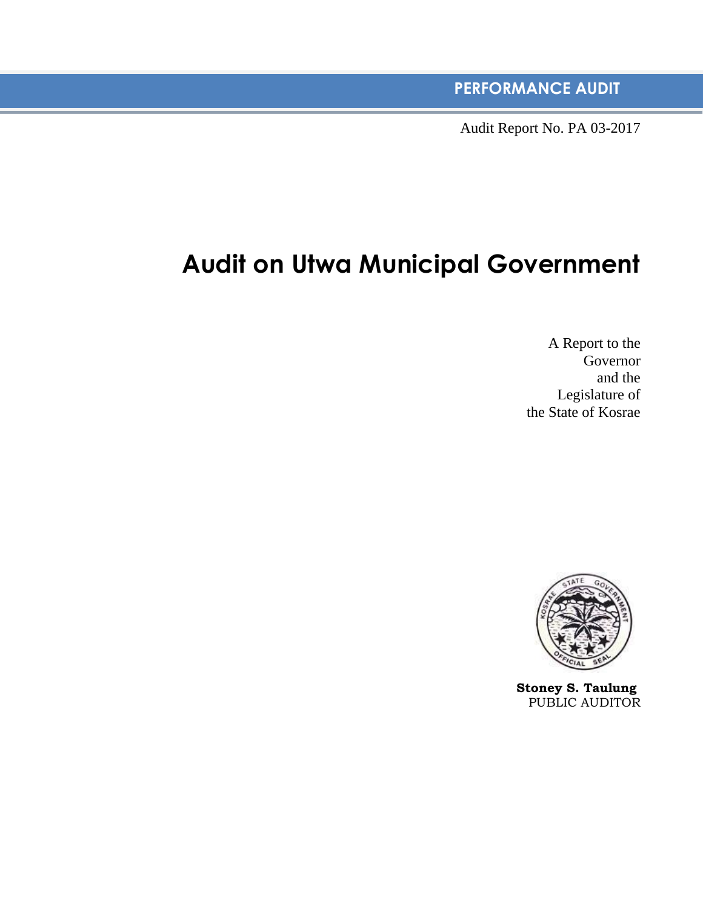**PERFORMANCE AUDIT**

Audit Report No. PA 03-2017

# Audit on Utwa Municipal Government

A Report to the
Governor
and the
Legislature of
the State of Kosrae

**Stoney S. Taulung**
PUBLIC AUDITOR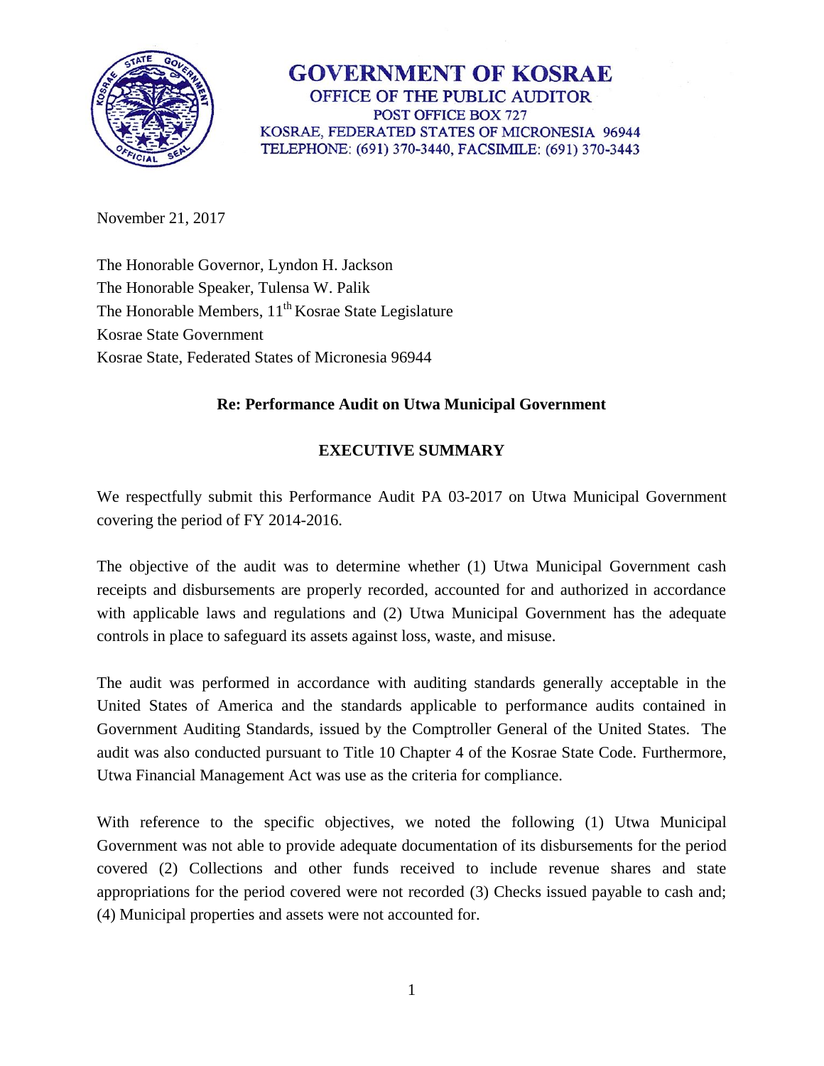# GOVERNMENT OF KOSRAE

OFFICE OF THE PUBLIC AUDITOR

POST OFFICE BOX 727

KOSRAE, FEDERATED STATES OF MICRONESIA 96944

TELEPHONE: (691) 370-3440, FACSIMILE: (691) 370-3443

November 21, 2017

The Honorable Governor, Lyndon H. Jackson
The Honorable Speaker, Tulensa W. Palik
The Honorable Members, 11th Kosrae State Legislature
Kosrae State Government
Kosrae State, Federated States of Micronesia 96944

**Re: Performance Audit on Utwa Municipal Government**

**EXECUTIVE SUMMARY**

We respectfully submit this Performance Audit PA 03-2017 on Utwa Municipal Government covering the period of FY 2014-2016.

The objective of the audit was to determine whether (1) Utwa Municipal Government cash receipts and disbursements are properly recorded, accounted for and authorized in accordance with applicable laws and regulations and (2) Utwa Municipal Government has the adequate controls in place to safeguard its assets against loss, waste, and misuse.

The audit was performed in accordance with auditing standards generally acceptable in the United States of America and the standards applicable to performance audits contained in Government Auditing Standards, issued by the Comptroller General of the United States. The audit was also conducted pursuant to Title 10 Chapter 4 of the Kosrae State Code. Furthermore, Utwa Financial Management Act was use as the criteria for compliance.

With reference to the specific objectives, we noted the following (1) Utwa Municipal Government was not able to provide adequate documentation of its disbursements for the period covered (2) Collections and other funds received to include revenue shares and state appropriations for the period covered were not recorded (3) Checks issued payable to cash and; (4) Municipal properties and assets were not accounted for.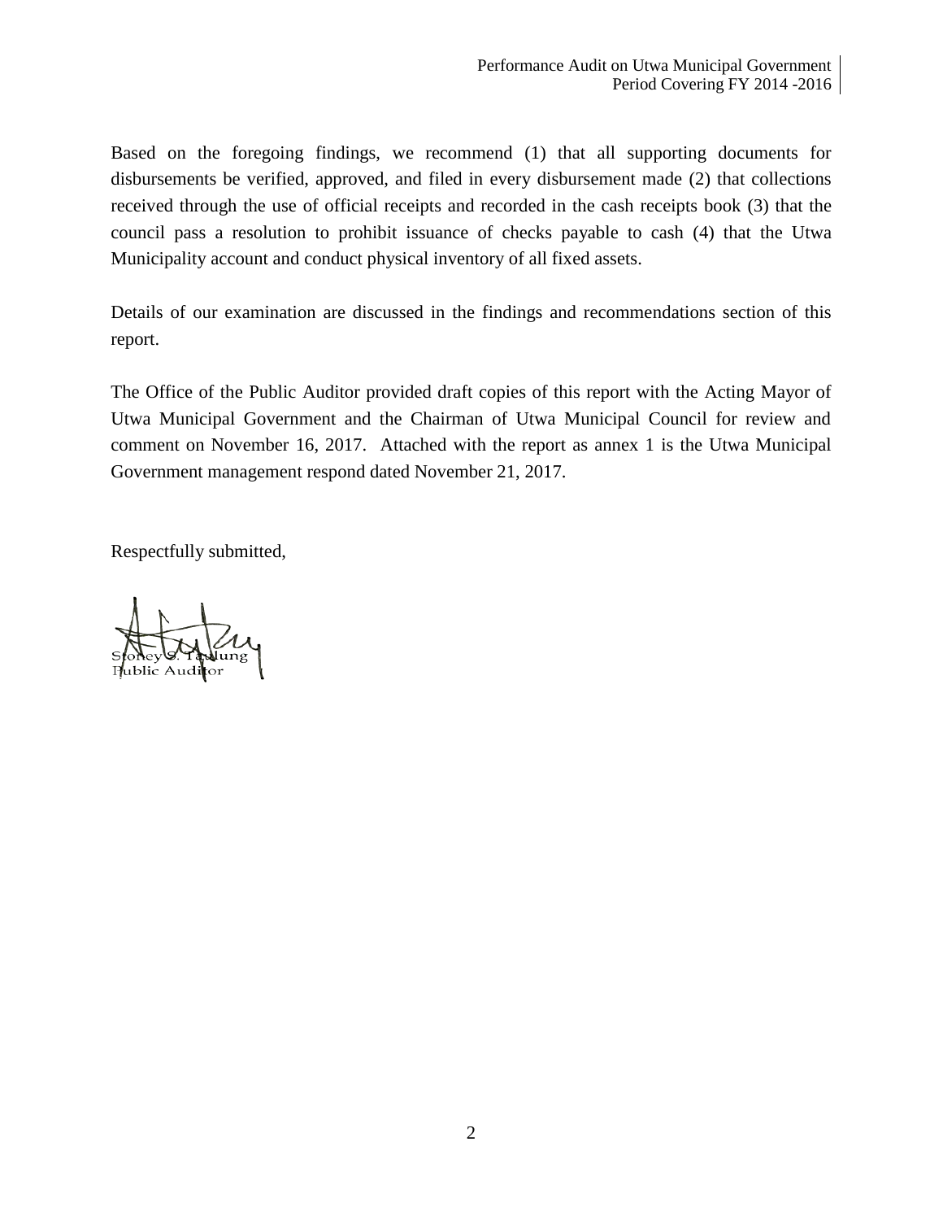Based on the foregoing findings, we recommend (1) that all supporting documents for disbursements be verified, approved, and filed in every disbursement made (2) that collections received through the use of official receipts and recorded in the cash receipts book (3) that the council pass a resolution to prohibit issuance of checks payable to cash (4) that the Utwa Municipality account and conduct physical inventory of all fixed assets.

Details of our examination are discussed in the findings and recommendations section of this report.

The Office of the Public Auditor provided draft copies of this report with the Acting Mayor of Utwa Municipal Government and the Chairman of Utwa Municipal Council for review and comment on November 16, 2017. Attached with the report as annex 1 is the Utwa Municipal Government management respond dated November 21, 2017.

Respectfully submitted,

Stoney S. Taulung
Public Auditor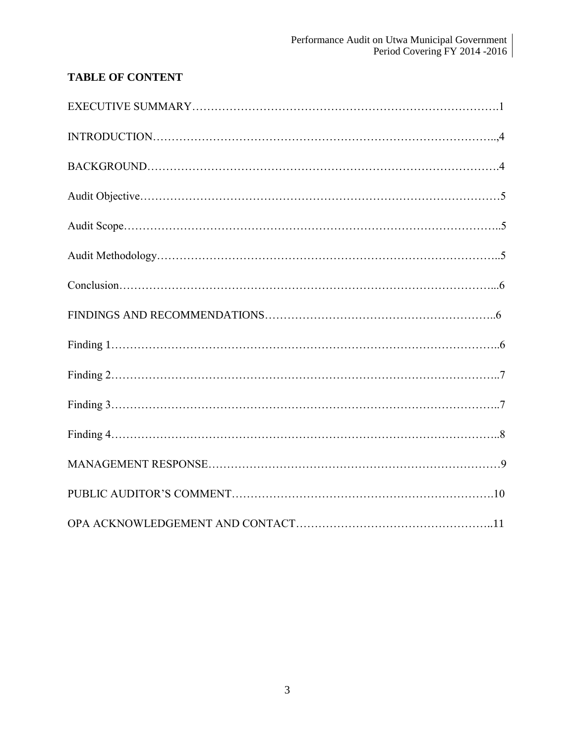## TABLE OF CONTENT

EXECUTIVE SUMMARY……………………………………………………………………….1

INTRODUCTION………………………………………………………………………..,4

BACKGROUND……………………………………………………………………………….4

Audit Objective…………………………………………………………………………………5

Audit Scope……………………………………………………………………………………..5

Audit Methodology……………………………………………………………………………..5

Conclusion……………………………………………………………………………………...6

FINDINGS AND RECOMMENDATIONS…………………………………………………..6

Finding 1………………………………………………………………………………………..6

Finding 2………………………………………………………………………………………..7

Finding 3………………………………………………………………………………………..7

Finding 4………………………………………………………………………………………..8

MANAGEMENT RESPONSE……………………………………………………………………9

PUBLIC AUDITOR'S COMMENT…………………………………………………………….10

OPA ACKNOWLEDGEMENT AND CONTACT……………………………………………..11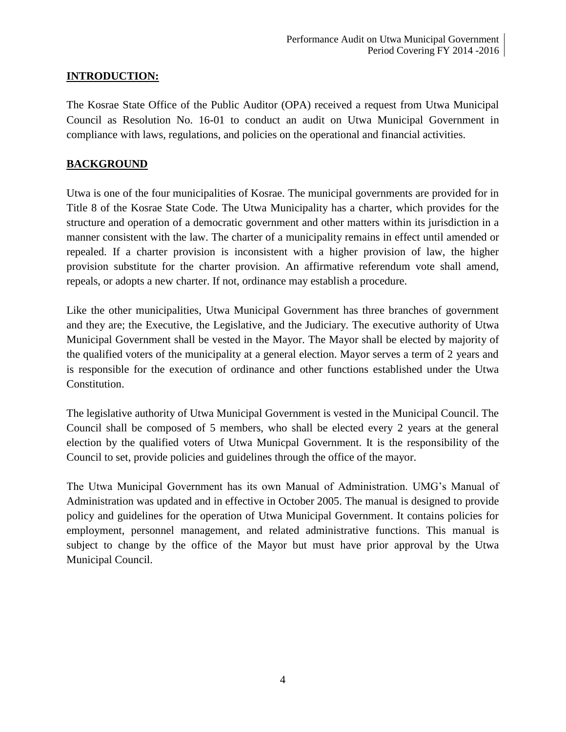## INTRODUCTION:

The Kosrae State Office of the Public Auditor (OPA) received a request from Utwa Municipal Council as Resolution No. 16-01 to conduct an audit on Utwa Municipal Government in compliance with laws, regulations, and policies on the operational and financial activities.

## BACKGROUND

Utwa is one of the four municipalities of Kosrae. The municipal governments are provided for in Title 8 of the Kosrae State Code. The Utwa Municipality has a charter, which provides for the structure and operation of a democratic government and other matters within its jurisdiction in a manner consistent with the law. The charter of a municipality remains in effect until amended or repealed. If a charter provision is inconsistent with a higher provision of law, the higher provision substitute for the charter provision. An affirmative referendum vote shall amend, repeals, or adopts a new charter. If not, ordinance may establish a procedure.

Like the other municipalities, Utwa Municipal Government has three branches of government and they are; the Executive, the Legislative, and the Judiciary. The executive authority of Utwa Municipal Government shall be vested in the Mayor. The Mayor shall be elected by majority of the qualified voters of the municipality at a general election. Mayor serves a term of 2 years and is responsible for the execution of ordinance and other functions established under the Utwa Constitution.

The legislative authority of Utwa Municipal Government is vested in the Municipal Council. The Council shall be composed of 5 members, who shall be elected every 2 years at the general election by the qualified voters of Utwa Municpal Government. It is the responsibility of the Council to set, provide policies and guidelines through the office of the mayor.

The Utwa Municipal Government has its own Manual of Administration. UMG's Manual of Administration was updated and in effective in October 2005. The manual is designed to provide policy and guidelines for the operation of Utwa Municipal Government. It contains policies for employment, personnel management, and related administrative functions. This manual is subject to change by the office of the Mayor but must have prior approval by the Utwa Municipal Council.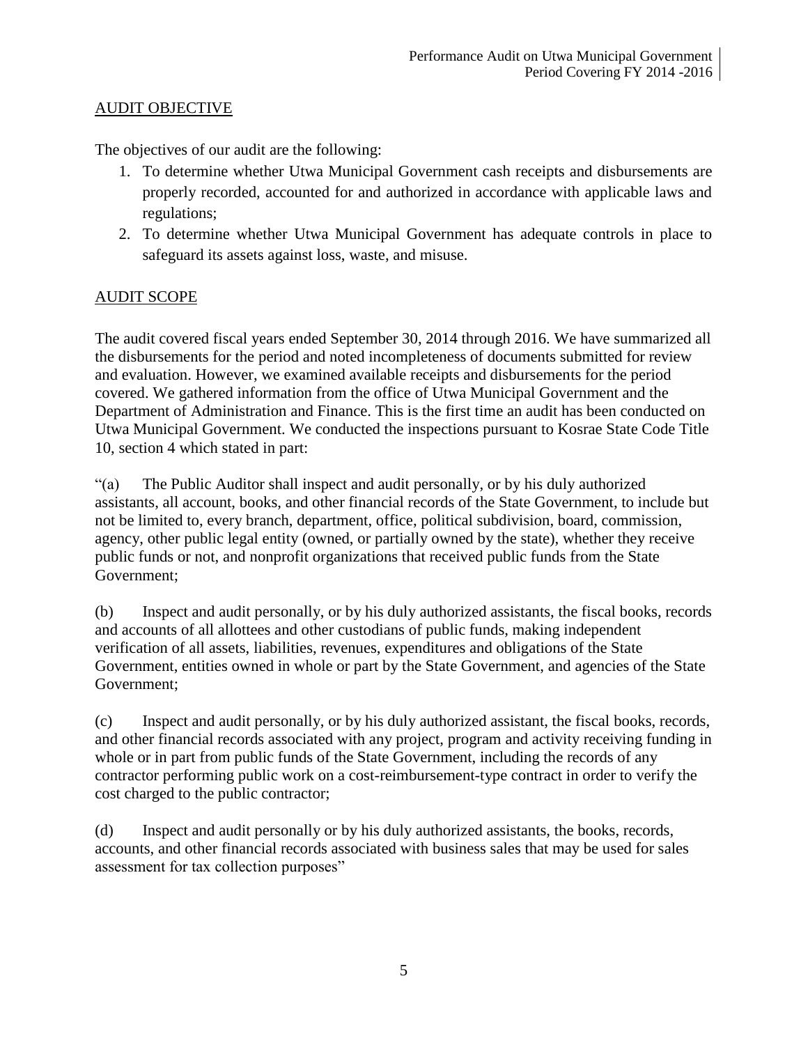## AUDIT OBJECTIVE

The objectives of our audit are the following:

1. To determine whether Utwa Municipal Government cash receipts and disbursements are properly recorded, accounted for and authorized in accordance with applicable laws and regulations;
2. To determine whether Utwa Municipal Government has adequate controls in place to safeguard its assets against loss, waste, and misuse.

## AUDIT SCOPE

The audit covered fiscal years ended September 30, 2014 through 2016. We have summarized all the disbursements for the period and noted incompleteness of documents submitted for review and evaluation. However, we examined available receipts and disbursements for the period covered. We gathered information from the office of Utwa Municipal Government and the Department of Administration and Finance. This is the first time an audit has been conducted on Utwa Municipal Government. We conducted the inspections pursuant to Kosrae State Code Title 10, section 4 which stated in part:

"(a) The Public Auditor shall inspect and audit personally, or by his duly authorized assistants, all account, books, and other financial records of the State Government, to include but not be limited to, every branch, department, office, political subdivision, board, commission, agency, other public legal entity (owned, or partially owned by the state), whether they receive public funds or not, and nonprofit organizations that received public funds from the State Government;

(b) Inspect and audit personally, or by his duly authorized assistants, the fiscal books, records and accounts of all allottees and other custodians of public funds, making independent verification of all assets, liabilities, revenues, expenditures and obligations of the State Government, entities owned in whole or part by the State Government, and agencies of the State Government;

(c) Inspect and audit personally, or by his duly authorized assistant, the fiscal books, records, and other financial records associated with any project, program and activity receiving funding in whole or in part from public funds of the State Government, including the records of any contractor performing public work on a cost-reimbursement-type contract in order to verify the cost charged to the public contractor;

(d) Inspect and audit personally or by his duly authorized assistants, the books, records, accounts, and other financial records associated with business sales that may be used for sales assessment for tax collection purposes"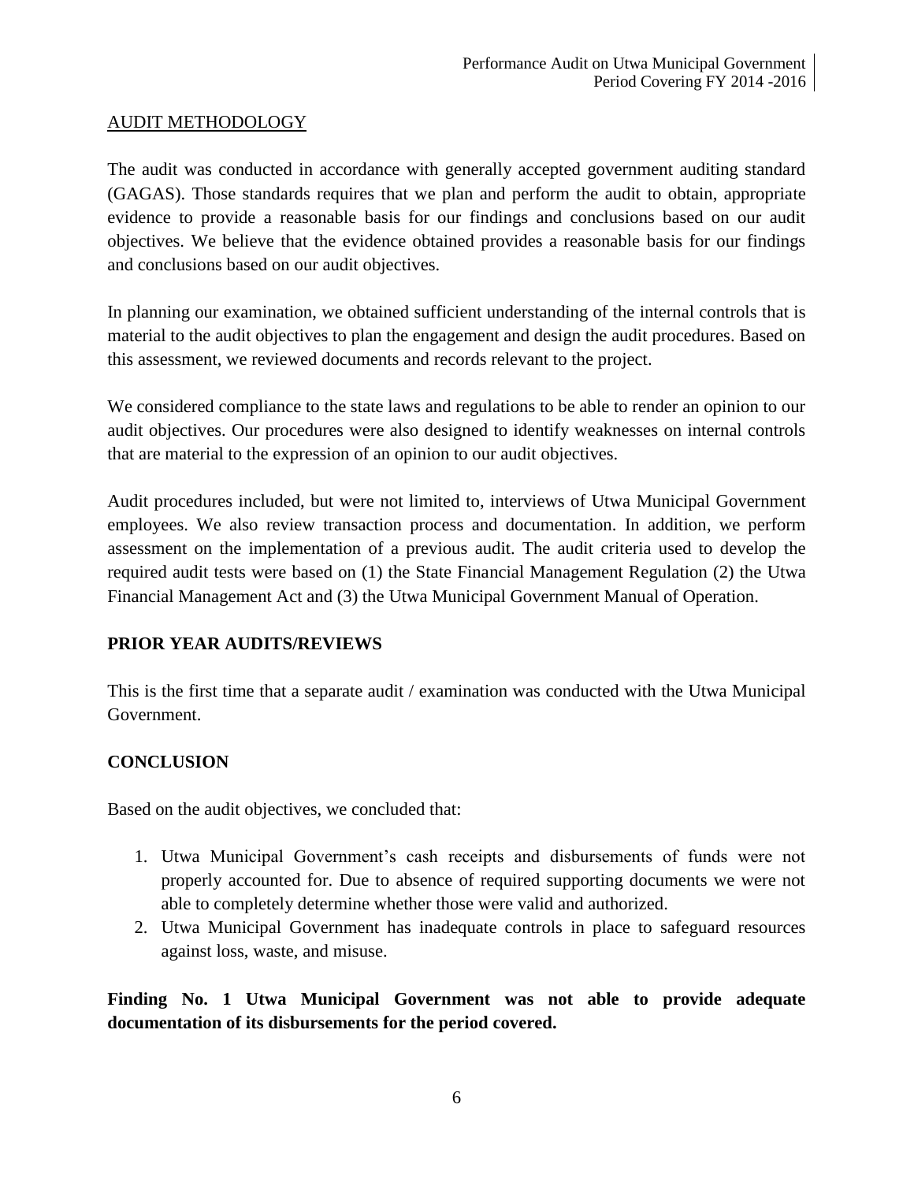## AUDIT METHODOLOGY

The audit was conducted in accordance with generally accepted government auditing standard (GAGAS). Those standards requires that we plan and perform the audit to obtain, appropriate evidence to provide a reasonable basis for our findings and conclusions based on our audit objectives. We believe that the evidence obtained provides a reasonable basis for our findings and conclusions based on our audit objectives.

In planning our examination, we obtained sufficient understanding of the internal controls that is material to the audit objectives to plan the engagement and design the audit procedures. Based on this assessment, we reviewed documents and records relevant to the project.

We considered compliance to the state laws and regulations to be able to render an opinion to our audit objectives. Our procedures were also designed to identify weaknesses on internal controls that are material to the expression of an opinion to our audit objectives.

Audit procedures included, but were not limited to, interviews of Utwa Municipal Government employees. We also review transaction process and documentation. In addition, we perform assessment on the implementation of a previous audit. The audit criteria used to develop the required audit tests were based on (1) the State Financial Management Regulation (2) the Utwa Financial Management Act and (3) the Utwa Municipal Government Manual of Operation.

## PRIOR YEAR AUDITS/REVIEWS

This is the first time that a separate audit / examination was conducted with the Utwa Municipal Government.

## CONCLUSION

Based on the audit objectives, we concluded that:

1. Utwa Municipal Government's cash receipts and disbursements of funds were not properly accounted for. Due to absence of required supporting documents we were not able to completely determine whether those were valid and authorized.
2. Utwa Municipal Government has inadequate controls in place to safeguard resources against loss, waste, and misuse.

**Finding No. 1 Utwa Municipal Government was not able to provide adequate documentation of its disbursements for the period covered.**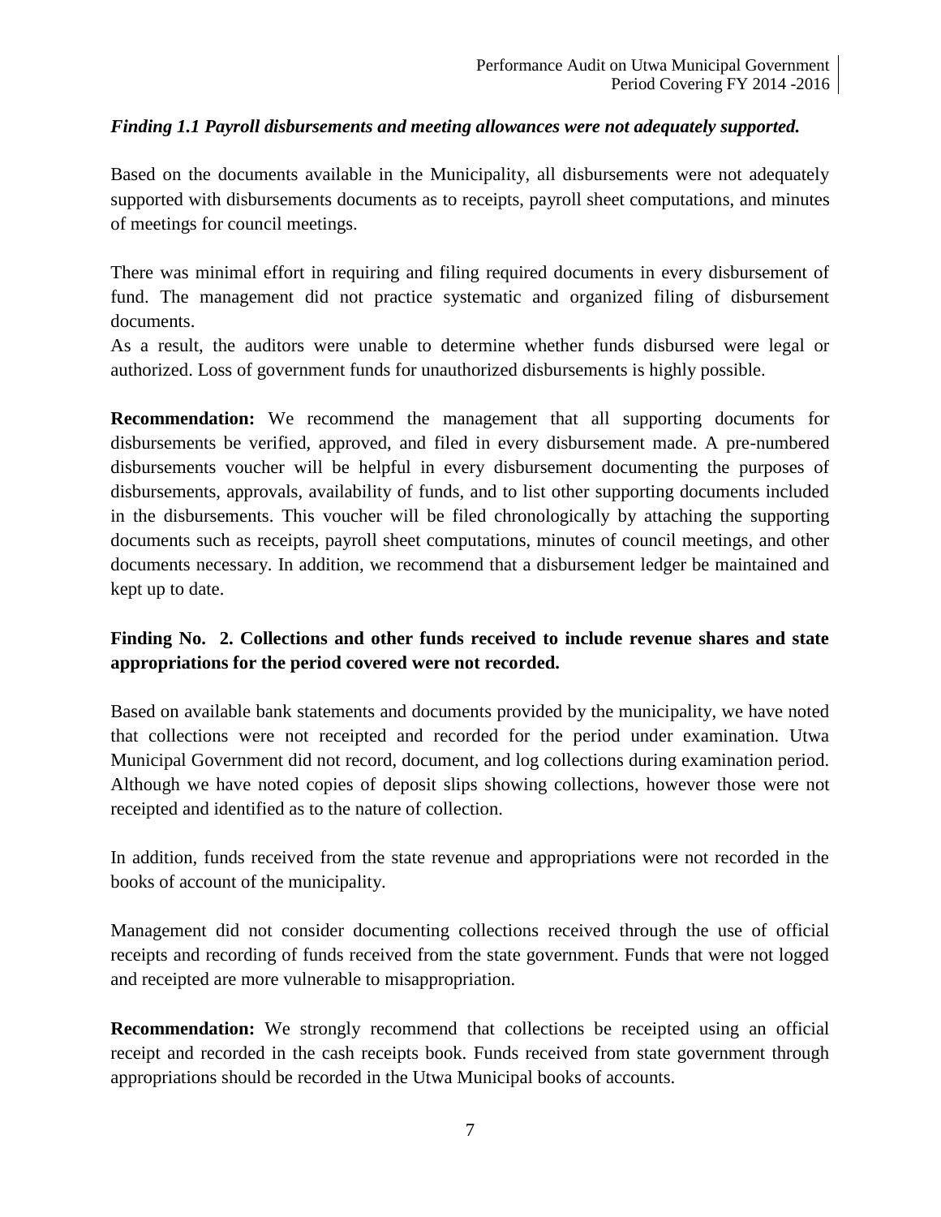***Finding 1.1 Payroll disbursements and meeting allowances were not adequately supported.***

Based on the documents available in the Municipality, all disbursements were not adequately supported with disbursements documents as to receipts, payroll sheet computations, and minutes of meetings for council meetings.

There was minimal effort in requiring and filing required documents in every disbursement of fund. The management did not practice systematic and organized filing of disbursement documents.
As a result, the auditors were unable to determine whether funds disbursed were legal or authorized. Loss of government funds for unauthorized disbursements is highly possible.

**Recommendation:** We recommend the management that all supporting documents for disbursements be verified, approved, and filed in every disbursement made. A pre-numbered disbursements voucher will be helpful in every disbursement documenting the purposes of disbursements, approvals, availability of funds, and to list other supporting documents included in the disbursements. This voucher will be filed chronologically by attaching the supporting documents such as receipts, payroll sheet computations, minutes of council meetings, and other documents necessary. In addition, we recommend that a disbursement ledger be maintained and kept up to date.

**Finding No. 2. Collections and other funds received to include revenue shares and state appropriations for the period covered were not recorded.**

Based on available bank statements and documents provided by the municipality, we have noted that collections were not receipted and recorded for the period under examination. Utwa Municipal Government did not record, document, and log collections during examination period. Although we have noted copies of deposit slips showing collections, however those were not receipted and identified as to the nature of collection.

In addition, funds received from the state revenue and appropriations were not recorded in the books of account of the municipality.

Management did not consider documenting collections received through the use of official receipts and recording of funds received from the state government. Funds that were not logged and receipted are more vulnerable to misappropriation.

**Recommendation:** We strongly recommend that collections be receipted using an official receipt and recorded in the cash receipts book. Funds received from state government through appropriations should be recorded in the Utwa Municipal books of accounts.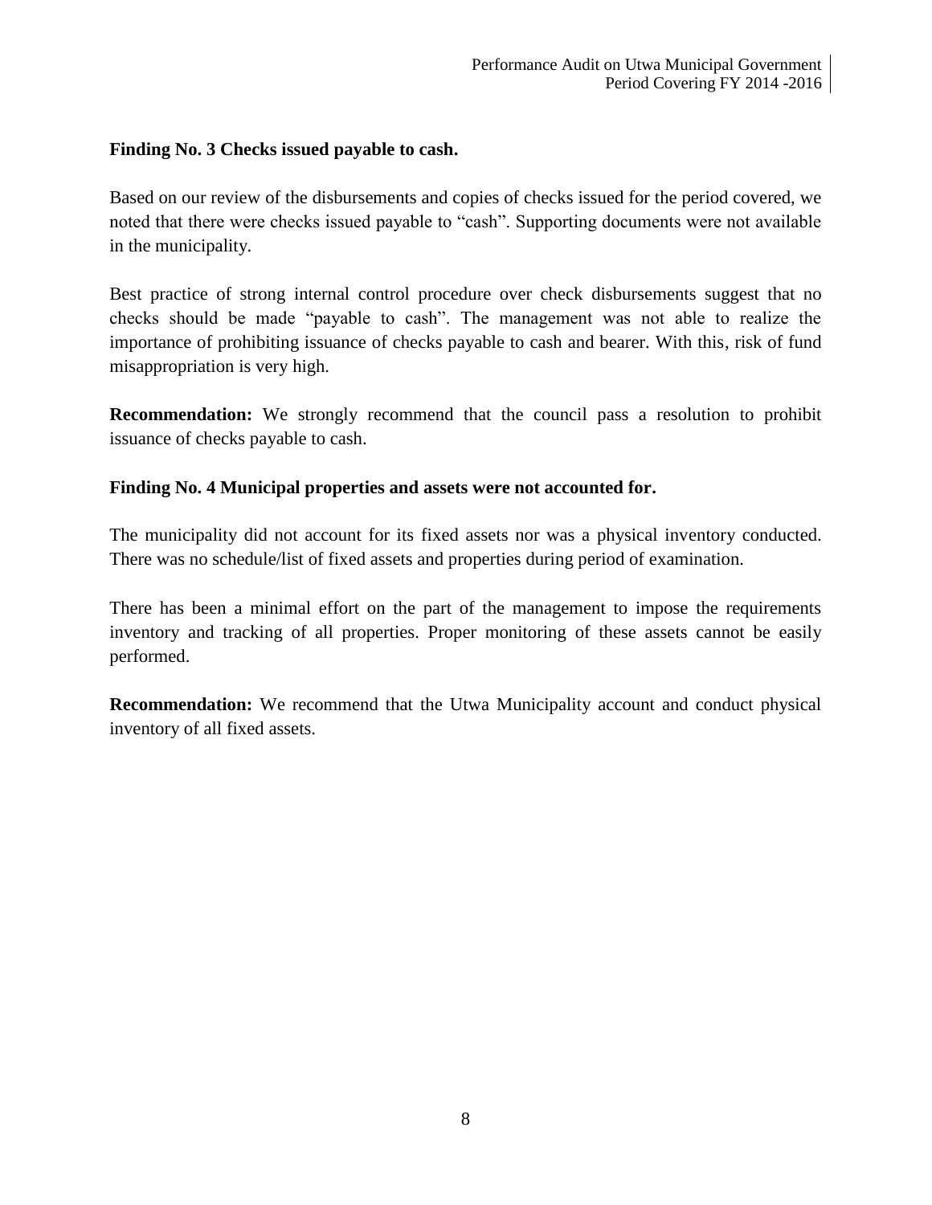**Finding No. 3 Checks issued payable to cash.**

Based on our review of the disbursements and copies of checks issued for the period covered, we noted that there were checks issued payable to "cash". Supporting documents were not available in the municipality.

Best practice of strong internal control procedure over check disbursements suggest that no checks should be made "payable to cash". The management was not able to realize the importance of prohibiting issuance of checks payable to cash and bearer. With this, risk of fund misappropriation is very high.

**Recommendation:** We strongly recommend that the council pass a resolution to prohibit issuance of checks payable to cash.

**Finding No. 4 Municipal properties and assets were not accounted for.**

The municipality did not account for its fixed assets nor was a physical inventory conducted. There was no schedule/list of fixed assets and properties during period of examination.

There has been a minimal effort on the part of the management to impose the requirements inventory and tracking of all properties. Proper monitoring of these assets cannot be easily performed.

**Recommendation:** We recommend that the Utwa Municipality account and conduct physical inventory of all fixed assets.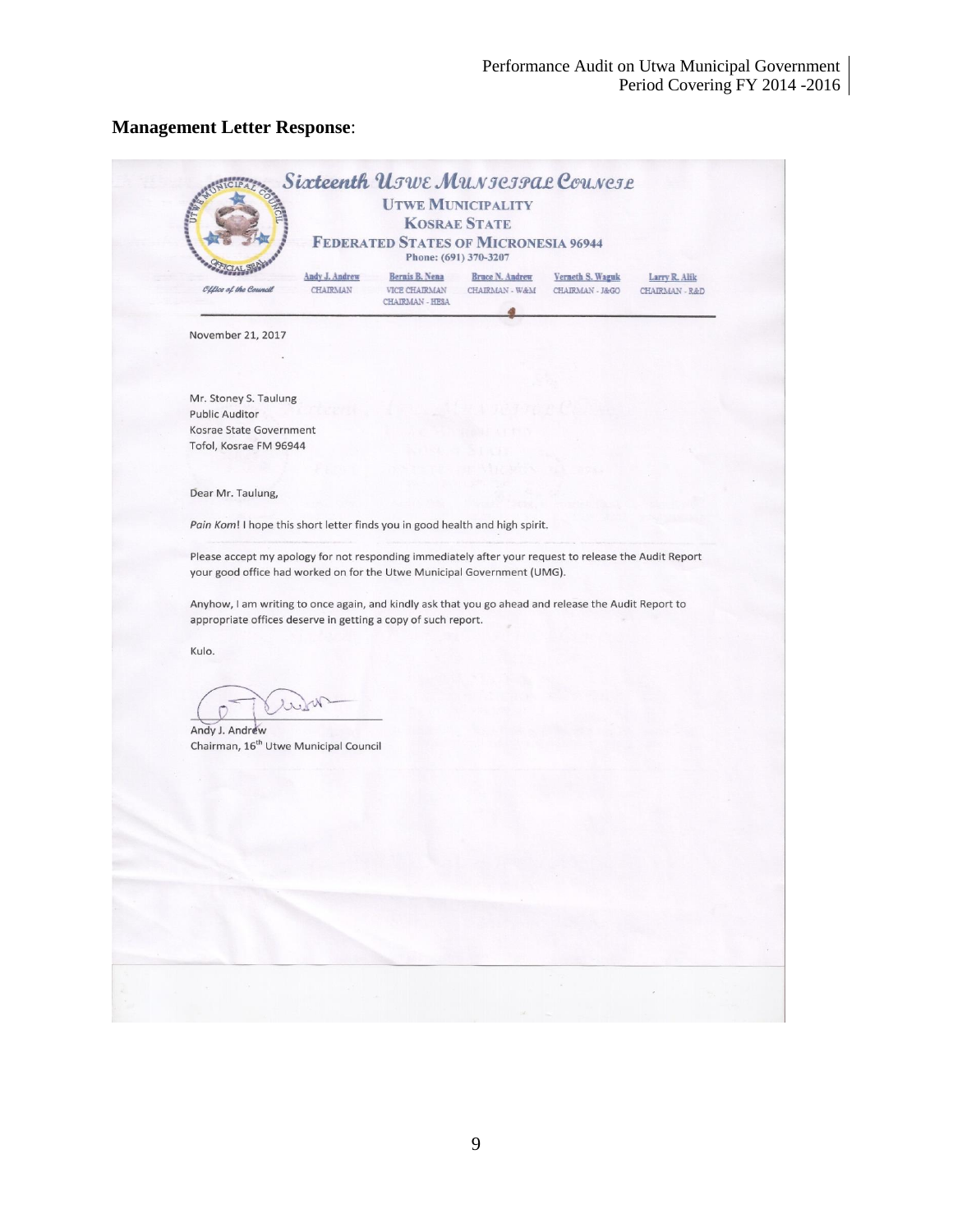## Management Letter Response:

**Sixteenth Utwe Municipal Council**

**UTWE MUNICIPALITY**
**KOSRAE STATE**
**FEDERATED STATES OF MICRONESIA 96944**
Phone: (691) 370-3207

Office of the Council

| Andy J. Andrew | Bernis B. Nena | Bruce N. Andrew | Verneth S. Waguk | Larry R. Alik |
|---|---|---|---|---|
| CHAIRMAN | VICE CHAIRMAN<br>CHAIRMAN - HESA | CHAIRMAN - W&M | CHAIRMAN - J&GO | CHAIRMAN - R&D |

November 21, 2017

Mr. Stoney S. Taulung
Public Auditor
Kosrae State Government
Tofol, Kosrae FM 96944

Dear Mr. Taulung,

*Pain Kom*! I hope this short letter finds you in good health and high spirit.

Please accept my apology for not responding immediately after your request to release the Audit Report your good office had worked on for the Utwe Municipal Government (UMG).

Anyhow, I am writing to once again, and kindly ask that you go ahead and release the Audit Report to appropriate offices deserve in getting a copy of such report.

Kulo.

Andy J. Andrew
Chairman, 16th Utwe Municipal Council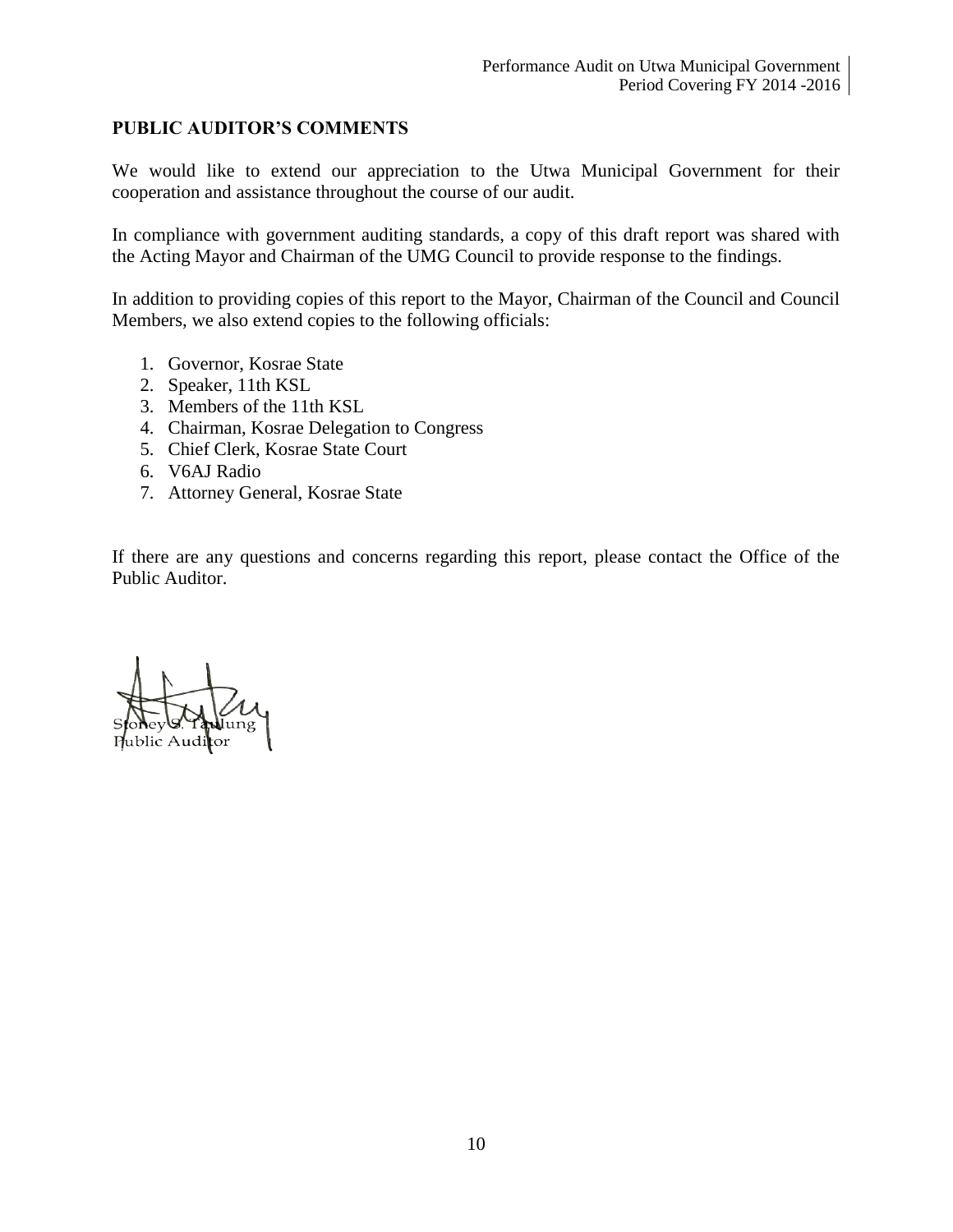## PUBLIC AUDITOR'S COMMENTS

We would like to extend our appreciation to the Utwa Municipal Government for their cooperation and assistance throughout the course of our audit.

In compliance with government auditing standards, a copy of this draft report was shared with the Acting Mayor and Chairman of the UMG Council to provide response to the findings.

In addition to providing copies of this report to the Mayor, Chairman of the Council and Council Members, we also extend copies to the following officials:

1. Governor, Kosrae State
2. Speaker, 11th KSL
3. Members of the 11th KSL
4. Chairman, Kosrae Delegation to Congress
5. Chief Clerk, Kosrae State Court
6. V6AJ Radio
7. Attorney General, Kosrae State

If there are any questions and concerns regarding this report, please contact the Office of the Public Auditor.

Stoney S. Taulung
Public Auditor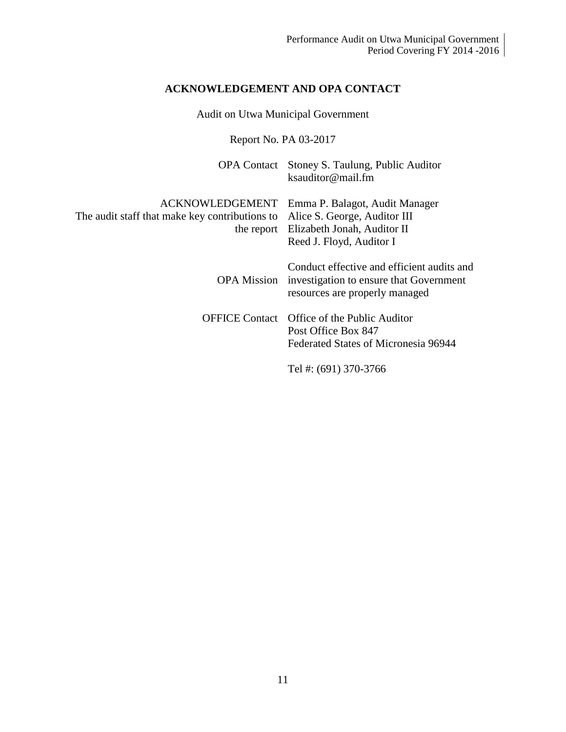## ACKNOWLEDGEMENT AND OPA CONTACT

Audit on Utwa Municipal Government

Report No. PA 03-2017

| | |
|---|---|
| OPA Contact | Stoney S. Taulung, Public Auditor<br>ksauditor@mail.fm |
| ACKNOWLEDGEMENT<br>The audit staff that make key contributions to the report | Emma P. Balagot, Audit Manager<br>Alice S. George, Auditor III<br>Elizabeth Jonah, Auditor II<br>Reed J. Floyd, Auditor I |
| OPA Mission | Conduct effective and efficient audits and investigation to ensure that Government resources are properly managed |
| OFFICE Contact | Office of the Public Auditor<br>Post Office Box 847<br>Federated States of Micronesia 96944<br><br>Tel #: (691) 370-3766 |